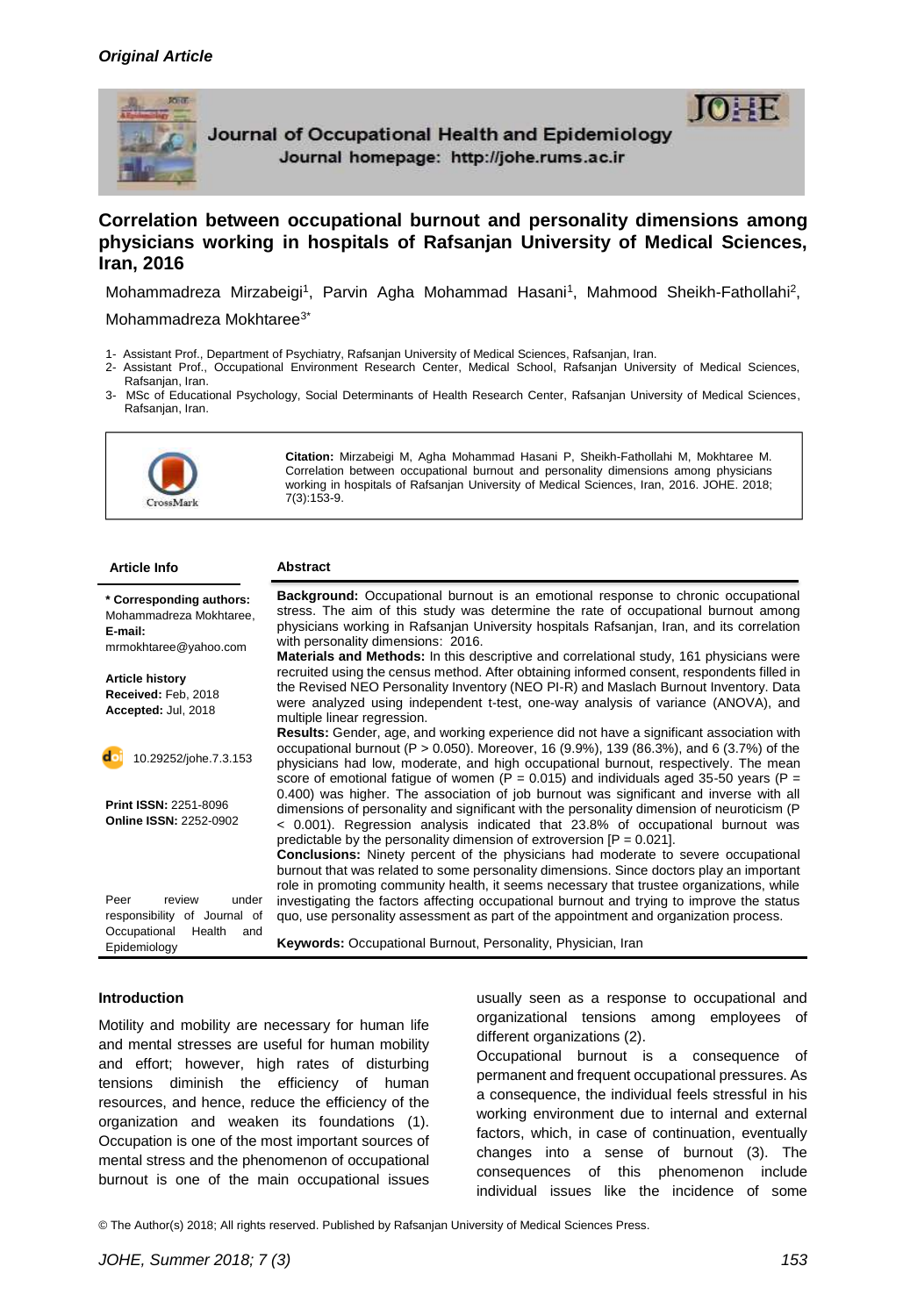*Original Article*

Journal of Occupational Health and Epidemiology
Journal homepage: http://johe.rums.ac.ir

# Correlation between occupational burnout and personality dimensions among physicians working in hospitals of Rafsanjan University of Medical Sciences, Iran, 2016

Mohammadreza Mirzabeigi[1], Parvin Agha Mohammad Hasani[1], Mahmood Sheikh-Fathollahi[2], Mohammadreza Mokhtaree[3*]

1- Assistant Prof., Department of Psychiatry, Rafsanjan University of Medical Sciences, Rafsanjan, Iran.
2- Assistant Prof., Occupational Environment Research Center, Medical School, Rafsanjan University of Medical Sciences, Rafsanjan, Iran.
3- MSc of Educational Psychology, Social Determinants of Health Research Center, Rafsanjan University of Medical Sciences, Rafsanjan, Iran.

**Citation:** Mirzabeigi M, Agha Mohammad Hasani P, Sheikh-Fathollahi M, Mokhtaree M. Correlation between occupational burnout and personality dimensions among physicians working in hospitals of Rafsanjan University of Medical Sciences, Iran, 2016. JOHE. 2018; 7(3):153-9.

## Article Info

**\* Corresponding authors:** Mohammadreza Mokhtaree,
**E-mail:** mrmokhtaree@yahoo.com

**Article history**
**Received:** Feb, 2018
**Accepted:** Jul, 2018

10.29252/johe.7.3.153

**Print ISSN:** 2251-8096
**Online ISSN:** 2252-0902

Peer review under responsibility of Journal of Occupational Health and Epidemiology

## Abstract

**Background:** Occupational burnout is an emotional response to chronic occupational stress. The aim of this study was determine the rate of occupational burnout among physicians working in Rafsanjan University hospitals Rafsanjan, Iran, and its correlation with personality dimensions: 2016.

**Materials and Methods:** In this descriptive and correlational study, 161 physicians were recruited using the census method. After obtaining informed consent, respondents filled in the Revised NEO Personality Inventory (NEO PI-R) and Maslach Burnout Inventory. Data were analyzed using independent t-test, one-way analysis of variance (ANOVA), and multiple linear regression.

**Results:** Gender, age, and working experience did not have a significant association with occupational burnout ($P > 0.050$). Moreover, 16 (9.9%), 139 (86.3%), and 6 (3.7%) of the physicians had low, moderate, and high occupational burnout, respectively. The mean score of emotional fatigue of women ($P = 0.015$) and individuals aged 35-50 years ($P = 0.400$) was higher. The association of job burnout was significant and inverse with all dimensions of personality and significant with the personality dimension of neuroticism ($P < 0.001$). Regression analysis indicated that 23.8% of occupational burnout was predictable by the personality dimension of extroversion [$P = 0.021$].

**Conclusions:** Ninety percent of the physicians had moderate to severe occupational burnout that was related to some personality dimensions. Since doctors play an important role in promoting community health, it seems necessary that trustee organizations, while investigating the factors affecting occupational burnout and trying to improve the status quo, use personality assessment as part of the appointment and organization process.

**Keywords:** Occupational Burnout, Personality, Physician, Iran

## Introduction

Motility and mobility are necessary for human life and mental stresses are useful for human mobility and effort; however, high rates of disturbing tensions diminish the efficiency of human resources, and hence, reduce the efficiency of the organization and weaken its foundations (1). Occupation is one of the most important sources of mental stress and the phenomenon of occupational burnout is one of the main occupational issues usually seen as a response to occupational and organizational tensions among employees of different organizations (2).

Occupational burnout is a consequence of permanent and frequent occupational pressures. As a consequence, the individual feels stressful in his working environment due to internal and external factors, which, in case of continuation, eventually changes into a sense of burnout (3). The consequences of this phenomenon include individual issues like the incidence of some

© The Author(s) 2018; All rights reserved. Published by Rafsanjan University of Medical Sciences Press.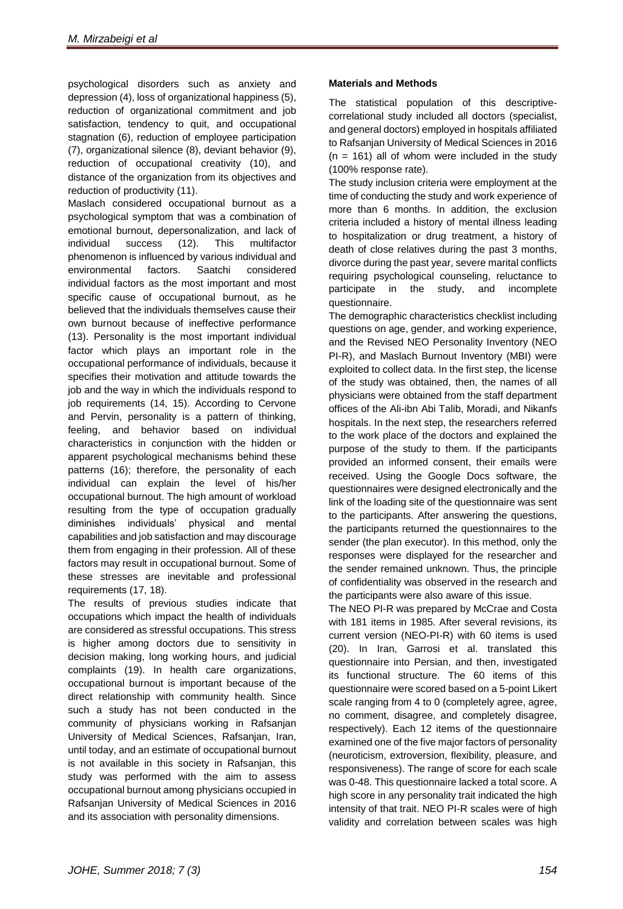psychological disorders such as anxiety and depression (4), loss of organizational happiness (5), reduction of organizational commitment and job satisfaction, tendency to quit, and occupational stagnation (6), reduction of employee participation (7), organizational silence (8), deviant behavior (9), reduction of occupational creativity (10), and distance of the organization from its objectives and reduction of productivity (11).

Maslach considered occupational burnout as a psychological symptom that was a combination of emotional burnout, depersonalization, and lack of individual success (12). This multifactor phenomenon is influenced by various individual and environmental factors. Saatchi considered individual factors as the most important and most specific cause of occupational burnout, as he believed that the individuals themselves cause their own burnout because of ineffective performance (13). Personality is the most important individual factor which plays an important role in the occupational performance of individuals, because it specifies their motivation and attitude towards the job and the way in which the individuals respond to job requirements (14, 15). According to Cervone and Pervin, personality is a pattern of thinking, feeling, and behavior based on individual characteristics in conjunction with the hidden or apparent psychological mechanisms behind these patterns (16); therefore, the personality of each individual can explain the level of his/her occupational burnout. The high amount of workload resulting from the type of occupation gradually diminishes individuals' physical and mental capabilities and job satisfaction and may discourage them from engaging in their profession. All of these factors may result in occupational burnout. Some of these stresses are inevitable and professional requirements (17, 18).

The results of previous studies indicate that occupations which impact the health of individuals are considered as stressful occupations. This stress is higher among doctors due to sensitivity in decision making, long working hours, and judicial complaints (19). In health care organizations, occupational burnout is important because of the direct relationship with community health. Since such a study has not been conducted in the community of physicians working in Rafsanjan University of Medical Sciences, Rafsanjan, Iran, until today, and an estimate of occupational burnout is not available in this society in Rafsanjan, this study was performed with the aim to assess occupational burnout among physicians occupied in Rafsanjan University of Medical Sciences in 2016 and its association with personality dimensions.

**Materials and Methods**

The statistical population of this descriptive-correlational study included all doctors (specialist, and general doctors) employed in hospitals affiliated to Rafsanjan University of Medical Sciences in 2016 (n = 161) all of whom were included in the study (100% response rate).

The study inclusion criteria were employment at the time of conducting the study and work experience of more than 6 months. In addition, the exclusion criteria included a history of mental illness leading to hospitalization or drug treatment, a history of death of close relatives during the past 3 months, divorce during the past year, severe marital conflicts requiring psychological counseling, reluctance to participate in the study, and incomplete questionnaire.

The demographic characteristics checklist including questions on age, gender, and working experience, and the Revised NEO Personality Inventory (NEO PI-R), and Maslach Burnout Inventory (MBI) were exploited to collect data. In the first step, the license of the study was obtained, then, the names of all physicians were obtained from the staff department offices of the Ali-ibn Abi Talib, Moradi, and Nikanfs hospitals. In the next step, the researchers referred to the work place of the doctors and explained the purpose of the study to them. If the participants provided an informed consent, their emails were received. Using the Google Docs software, the questionnaires were designed electronically and the link of the loading site of the questionnaire was sent to the participants. After answering the questions, the participants returned the questionnaires to the sender (the plan executor). In this method, only the responses were displayed for the researcher and the sender remained unknown. Thus, the principle of confidentiality was observed in the research and the participants were also aware of this issue.

The NEO PI-R was prepared by McCrae and Costa with 181 items in 1985. After several revisions, its current version (NEO-PI-R) with 60 items is used (20). In Iran, Garrosi et al. translated this questionnaire into Persian, and then, investigated its functional structure. The 60 items of this questionnaire were scored based on a 5-point Likert scale ranging from 4 to 0 (completely agree, agree, no comment, disagree, and completely disagree, respectively). Each 12 items of the questionnaire examined one of the five major factors of personality (neuroticism, extroversion, flexibility, pleasure, and responsiveness). The range of score for each scale was 0-48. This questionnaire lacked a total score. A high score in any personality trait indicated the high intensity of that trait. NEO PI-R scales were of high validity and correlation between scales was high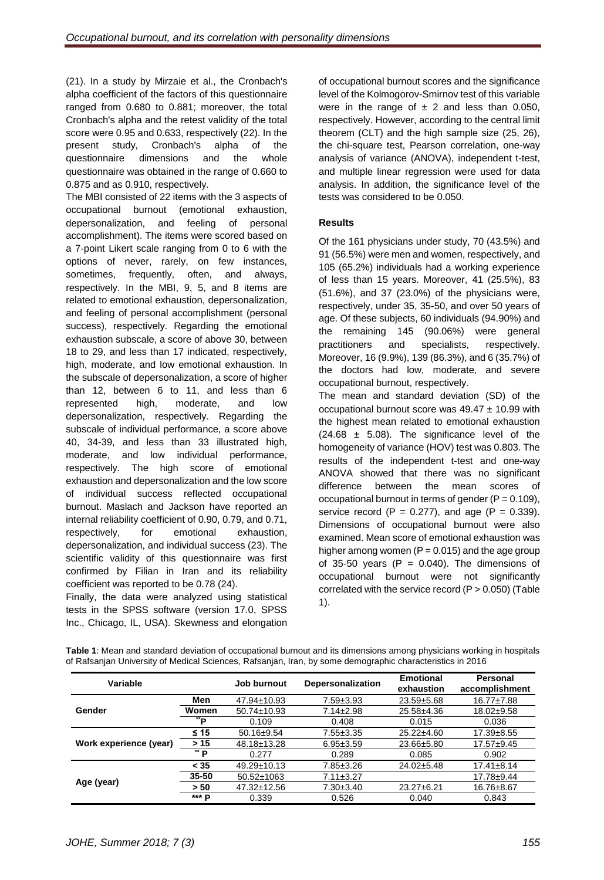(21). In a study by Mirzaie et al., the Cronbach's alpha coefficient of the factors of this questionnaire ranged from 0.680 to 0.881; moreover, the total Cronbach's alpha and the retest validity of the total score were 0.95 and 0.633, respectively (22). In the present study, Cronbach's alpha of the questionnaire dimensions and the whole questionnaire was obtained in the range of 0.660 to 0.875 and as 0.910, respectively.

The MBI consisted of 22 items with the 3 aspects of occupational burnout (emotional exhaustion, depersonalization, and feeling of personal accomplishment). The items were scored based on a 7-point Likert scale ranging from 0 to 6 with the options of never, rarely, on few instances, sometimes, frequently, often, and always, respectively. In the MBI, 9, 5, and 8 items are related to emotional exhaustion, depersonalization, and feeling of personal accomplishment (personal success), respectively. Regarding the emotional exhaustion subscale, a score of above 30, between 18 to 29, and less than 17 indicated, respectively, high, moderate, and low emotional exhaustion. In the subscale of depersonalization, a score of higher than 12, between 6 to 11, and less than 6 represented high, moderate, and low depersonalization, respectively. Regarding the subscale of individual performance, a score above 40, 34-39, and less than 33 illustrated high, moderate, and low individual performance, respectively. The high score of emotional exhaustion and depersonalization and the low score of individual success reflected occupational burnout. Maslach and Jackson have reported an internal reliability coefficient of 0.90, 0.79, and 0.71, respectively, for emotional exhaustion, depersonalization, and individual success (23). The scientific validity of this questionnaire was first confirmed by Filian in Iran and its reliability coefficient was reported to be 0.78 (24).

Finally, the data were analyzed using statistical tests in the SPSS software (version 17.0, SPSS Inc., Chicago, IL, USA). Skewness and elongation of occupational burnout scores and the significance level of the Kolmogorov-Smirnov test of this variable were in the range of ± 2 and less than 0.050, respectively. However, according to the central limit theorem (CLT) and the high sample size (25, 26), the chi-square test, Pearson correlation, one-way analysis of variance (ANOVA), independent t-test, and multiple linear regression were used for data analysis. In addition, the significance level of the tests was considered to be 0.050.

**Results**

Of the 161 physicians under study, 70 (43.5%) and 91 (56.5%) were men and women, respectively, and 105 (65.2%) individuals had a working experience of less than 15 years. Moreover, 41 (25.5%), 83 (51.6%), and 37 (23.0%) of the physicians were, respectively, under 35, 35-50, and over 50 years of age. Of these subjects, 60 individuals (94.90%) and the remaining 145 (90.06%) were general practitioners and specialists, respectively. Moreover, 16 (9.9%), 139 (86.3%), and 6 (35.7%) of the doctors had low, moderate, and severe occupational burnout, respectively.

The mean and standard deviation (SD) of the occupational burnout score was 49.47 ± 10.99 with the highest mean related to emotional exhaustion (24.68 ± 5.08). The significance level of the homogeneity of variance (HOV) test was 0.803. The results of the independent t-test and one-way ANOVA showed that there was no significant difference between the mean scores of occupational burnout in terms of gender (P = 0.109), service record (P = 0.277), and age (P = 0.339). Dimensions of occupational burnout were also examined. Mean score of emotional exhaustion was higher among women (P = 0.015) and the age group of 35-50 years (P = 0.040). The dimensions of occupational burnout were not significantly correlated with the service record (P > 0.050) (Table 1).

**Table 1**: Mean and standard deviation of occupational burnout and its dimensions among physicians working in hospitals of Rafsanjan University of Medical Sciences, Rafsanjan, Iran, by some demographic characteristics in 2016

| Variable | | Job burnout | Depersonalization | Emotional exhaustion | Personal accomplishment |
|---|---|---|---|---|---|
| Gender | Men | 47.94±10.93 | 7.59±3.93 | 23.59±5.68 | 16.77±7.88 |
| | Women | 50.74±10.93 | 7.14±2.98 | 25.58±4.36 | 18.02±9.58 |
| | **P | 0.109 | 0.408 | 0.015 | 0.036 |
| Work experience (year) | ≤ 15 | 50.16±9.54 | 7.55±3.35 | 25.22±4.60 | 17.39±8.55 |
| | > 15 | 48.18±13.28 | 6.95±3.59 | 23.66±5.80 | 17.57±9.45 |
| | ** P | 0.277 | 0.289 | 0.085 | 0.902 |
| Age (year) | < 35 | 49.29±10.13 | 7.85±3.26 | 24.02±5.48 | 17.41±8.14 |
| | 35-50 | 50.52±1063 | 7.11±3.27 | | 17.78±9.44 |
| | > 50 | 47.32±12.56 | 7.30±3.40 | 23.27±6.21 | 16.76±8.67 |
| | *** P | 0.339 | 0.526 | 0.040 | 0.843 |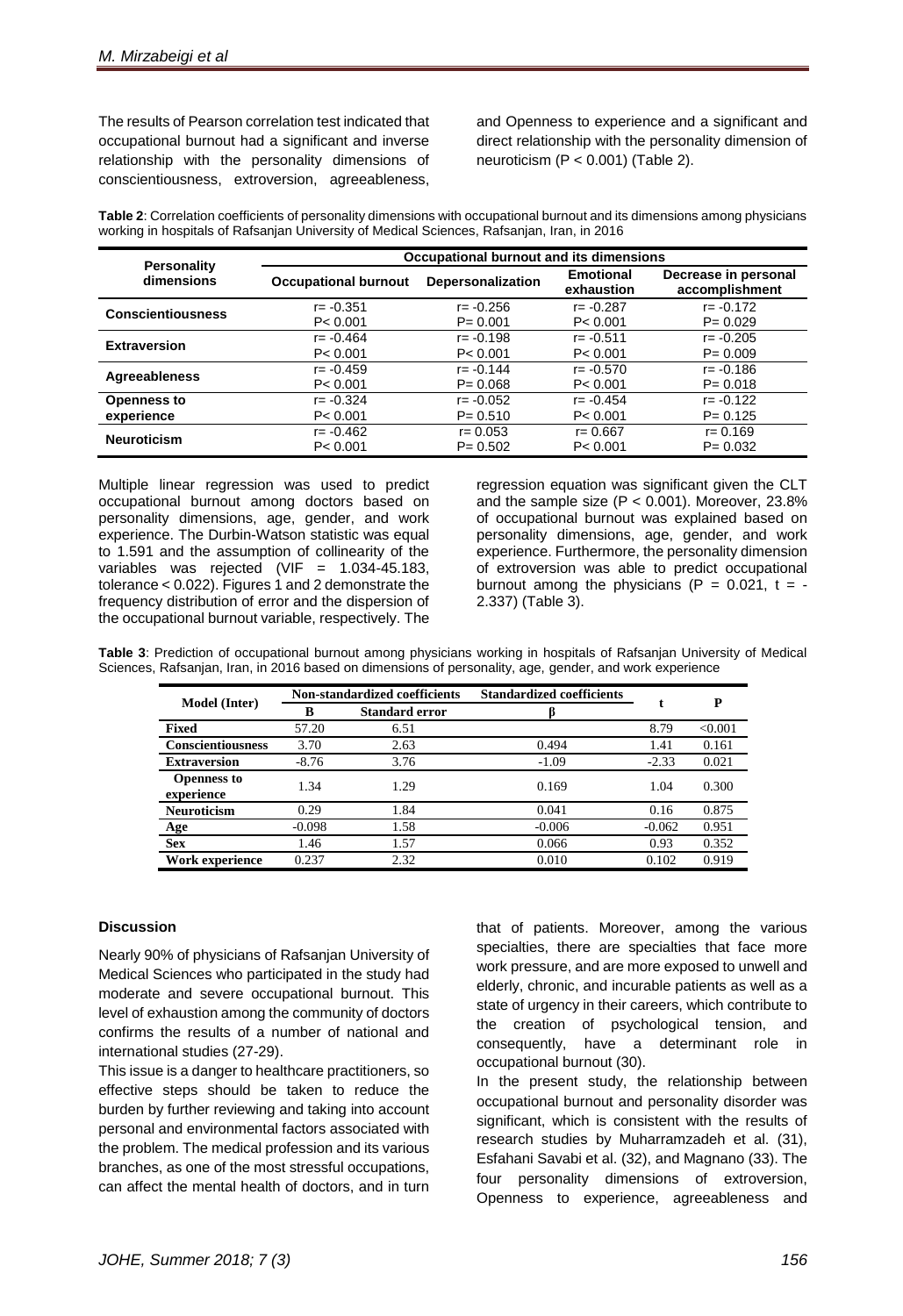The results of Pearson correlation test indicated that occupational burnout had a significant and inverse relationship with the personality dimensions of conscientiousness, extroversion, agreeableness, and Openness to experience and a significant and direct relationship with the personality dimension of neuroticism ($P < 0.001$) (Table 2).

**Table 2**: Correlation coefficients of personality dimensions with occupational burnout and its dimensions among physicians working in hospitals of Rafsanjan University of Medical Sciences, Rafsanjan, Iran, in 2016

| Personality dimensions | Occupational burnout and its dimensions | | | |
|---|---|---|---|---|
| | **Occupational burnout** | **Depersonalization** | **Emotional exhaustion** | **Decrease in personal accomplishment** |
| **Conscientiousness** | r= -0.351<br>P< 0.001 | r= -0.256<br>P= 0.001 | r= -0.287<br>P< 0.001 | r= -0.172<br>P= 0.029 |
| **Extraversion** | r= -0.464<br>P< 0.001 | r= -0.198<br>P< 0.001 | r= -0.511<br>P< 0.001 | r= -0.205<br>P= 0.009 |
| **Agreeableness** | r= -0.459<br>P< 0.001 | r= -0.144<br>P= 0.068 | r= -0.570<br>P< 0.001 | r= -0.186<br>P= 0.018 |
| **Openness to experience** | r= -0.324<br>P< 0.001 | r= -0.052<br>P= 0.510 | r= -0.454<br>P< 0.001 | r= -0.122<br>P= 0.125 |
| **Neuroticism** | r= -0.462<br>P< 0.001 | r= 0.053<br>P= 0.502 | r= 0.667<br>P< 0.001 | r= 0.169<br>P= 0.032 |

Multiple linear regression was used to predict occupational burnout among doctors based on personality dimensions, age, gender, and work experience. The Durbin-Watson statistic was equal to 1.591 and the assumption of collinearity of the variables was rejected (VIF = 1.034-45.183, tolerance < 0.022). Figures 1 and 2 demonstrate the frequency distribution of error and the dispersion of the occupational burnout variable, respectively. The regression equation was significant given the CLT and the sample size ($P < 0.001$). Moreover, 23.8% of occupational burnout was explained based on personality dimensions, age, gender, and work experience. Furthermore, the personality dimension of extroversion was able to predict occupational burnout among the physicians ($P = 0.021$, $t = -2.337$) (Table 3).

**Table 3**: Prediction of occupational burnout among physicians working in hospitals of Rafsanjan University of Medical Sciences, Rafsanjan, Iran, in 2016 based on dimensions of personality, age, gender, and work experience

| Model (Inter) | Non-standardized coefficients | | Standardized coefficients | t | P |
|---|---|---|---|---|---|
| | **B** | **Standard error** | **β** | | |
| **Fixed** | 57.20 | 6.51 | | 8.79 | <0.001 |
| **Conscientiousness** | 3.70 | 2.63 | 0.494 | 1.41 | 0.161 |
| **Extraversion** | -8.76 | 3.76 | -1.09 | -2.33 | 0.021 |
| **Openness to experience** | 1.34 | 1.29 | 0.169 | 1.04 | 0.300 |
| **Neuroticism** | 0.29 | 1.84 | 0.041 | 0.16 | 0.875 |
| **Age** | -0.098 | 1.58 | -0.006 | -0.062 | 0.951 |
| **Sex** | 1.46 | 1.57 | 0.066 | 0.93 | 0.352 |
| **Work experience** | 0.237 | 2.32 | 0.010 | 0.102 | 0.919 |

## Discussion

Nearly 90% of physicians of Rafsanjan University of Medical Sciences who participated in the study had moderate and severe occupational burnout. This level of exhaustion among the community of doctors confirms the results of a number of national and international studies (27-29).

This issue is a danger to healthcare practitioners, so effective steps should be taken to reduce the burden by further reviewing and taking into account personal and environmental factors associated with the problem. The medical profession and its various branches, as one of the most stressful occupations, can affect the mental health of doctors, and in turn that of patients. Moreover, among the various specialties, there are specialties that face more work pressure, and are more exposed to unwell and elderly, chronic, and incurable patients as well as a state of urgency in their careers, which contribute to the creation of psychological tension, and consequently, have a determinant role in occupational burnout (30).

In the present study, the relationship between occupational burnout and personality disorder was significant, which is consistent with the results of research studies by Muharramzadeh et al. (31), Esfahani Savabi et al. (32), and Magnano (33). The four personality dimensions of extroversion, Openness to experience, agreeableness and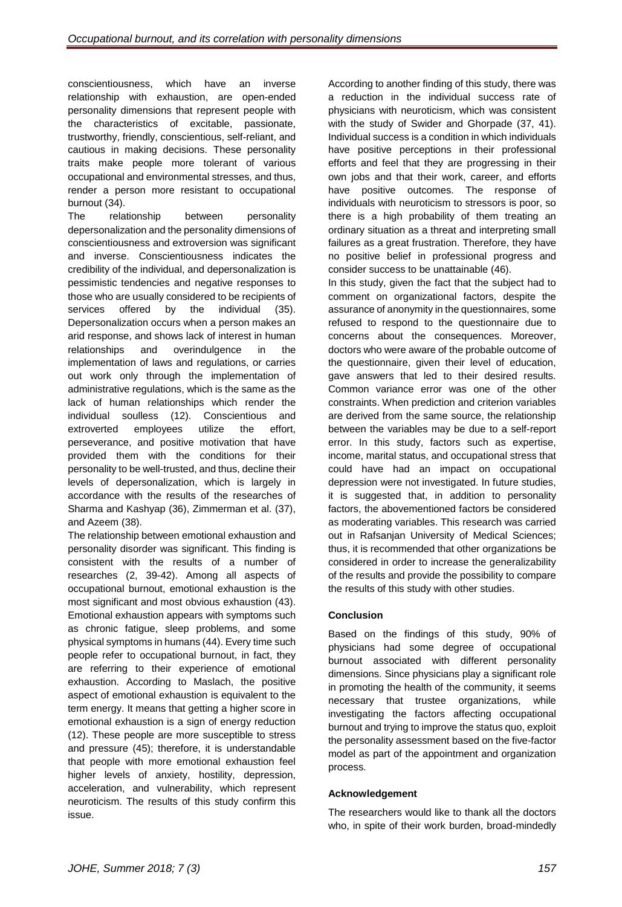conscientiousness, which have an inverse relationship with exhaustion, are open-ended personality dimensions that represent people with the characteristics of excitable, passionate, trustworthy, friendly, conscientious, self-reliant, and cautious in making decisions. These personality traits make people more tolerant of various occupational and environmental stresses, and thus, render a person more resistant to occupational burnout (34).

The relationship between personality depersonalization and the personality dimensions of conscientiousness and extroversion was significant and inverse. Conscientiousness indicates the credibility of the individual, and depersonalization is pessimistic tendencies and negative responses to those who are usually considered to be recipients of services offered by the individual (35). Depersonalization occurs when a person makes an arid response, and shows lack of interest in human relationships and overindulgence in the implementation of laws and regulations, or carries out work only through the implementation of administrative regulations, which is the same as the lack of human relationships which render the individual soulless (12). Conscientious and extroverted employees utilize the effort, perseverance, and positive motivation that have provided them with the conditions for their personality to be well-trusted, and thus, decline their levels of depersonalization, which is largely in accordance with the results of the researches of Sharma and Kashyap (36), Zimmerman et al. (37), and Azeem (38).

The relationship between emotional exhaustion and personality disorder was significant. This finding is consistent with the results of a number of researches (2, 39-42). Among all aspects of occupational burnout, emotional exhaustion is the most significant and most obvious exhaustion (43). Emotional exhaustion appears with symptoms such as chronic fatigue, sleep problems, and some physical symptoms in humans (44). Every time such people refer to occupational burnout, in fact, they are referring to their experience of emotional exhaustion. According to Maslach, the positive aspect of emotional exhaustion is equivalent to the term energy. It means that getting a higher score in emotional exhaustion is a sign of energy reduction (12). These people are more susceptible to stress and pressure (45); therefore, it is understandable that people with more emotional exhaustion feel higher levels of anxiety, hostility, depression, acceleration, and vulnerability, which represent neuroticism. The results of this study confirm this issue.

According to another finding of this study, there was a reduction in the individual success rate of physicians with neuroticism, which was consistent with the study of Swider and Ghorpade (37, 41). Individual success is a condition in which individuals have positive perceptions in their professional efforts and feel that they are progressing in their own jobs and that their work, career, and efforts have positive outcomes. The response of individuals with neuroticism to stressors is poor, so there is a high probability of them treating an ordinary situation as a threat and interpreting small failures as a great frustration. Therefore, they have no positive belief in professional progress and consider success to be unattainable (46).

In this study, given the fact that the subject had to comment on organizational factors, despite the assurance of anonymity in the questionnaires, some refused to respond to the questionnaire due to concerns about the consequences. Moreover, doctors who were aware of the probable outcome of the questionnaire, given their level of education, gave answers that led to their desired results. Common variance error was one of the other constraints. When prediction and criterion variables are derived from the same source, the relationship between the variables may be due to a self-report error. In this study, factors such as expertise, income, marital status, and occupational stress that could have had an impact on occupational depression were not investigated. In future studies, it is suggested that, in addition to personality factors, the abovementioned factors be considered as moderating variables. This research was carried out in Rafsanjan University of Medical Sciences; thus, it is recommended that other organizations be considered in order to increase the generalizability of the results and provide the possibility to compare the results of this study with other studies.

### Conclusion

Based on the findings of this study, 90% of physicians had some degree of occupational burnout associated with different personality dimensions. Since physicians play a significant role in promoting the health of the community, it seems necessary that trustee organizations, while investigating the factors affecting occupational burnout and trying to improve the status quo, exploit the personality assessment based on the five-factor model as part of the appointment and organization process.

### Acknowledgement

The researchers would like to thank all the doctors who, in spite of their work burden, broad-mindedly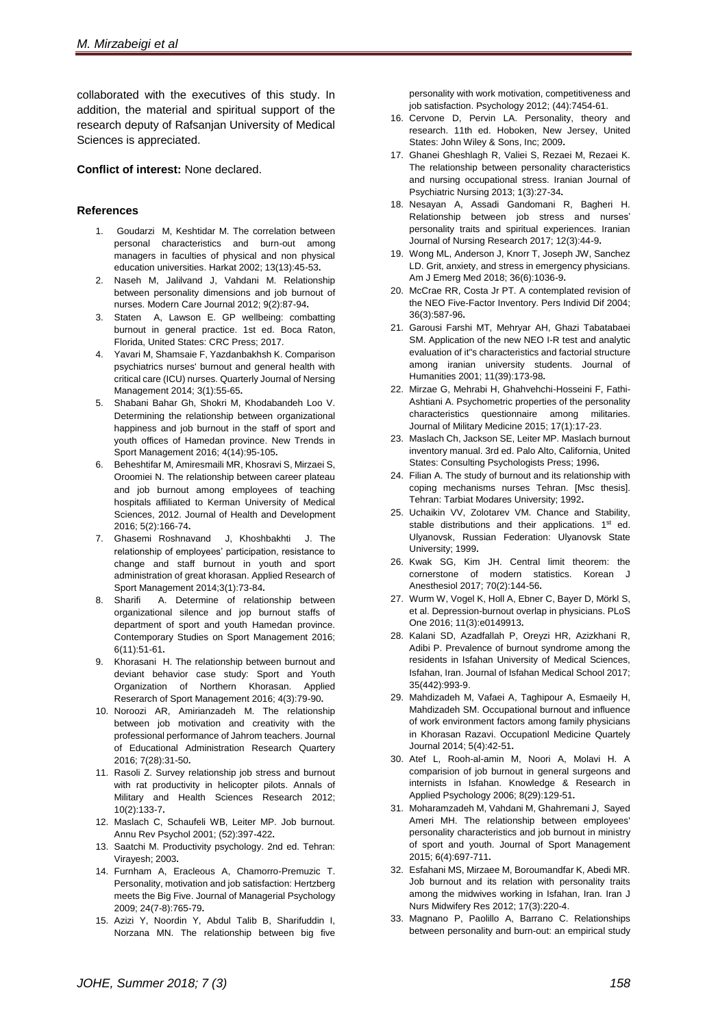collaborated with the executives of this study. In addition, the material and spiritual support of the research deputy of Rafsanjan University of Medical Sciences is appreciated.

**Conflict of interest:** None declared.

### References

1. Goudarzi M, Keshtidar M. The correlation between personal characteristics and burn-out among managers in faculties of physical and non physical education universities. Harkat 2002; 13(13):45-53.
2. Naseh M, Jalilvand J, Vahdani M. Relationship between personality dimensions and job burnout of nurses. Modern Care Journal 2012; 9(2):87-94.
3. Staten A, Lawson E. GP wellbeing: combatting burnout in general practice. 1st ed. Boca Raton, Florida, United States: CRC Press; 2017.
4. Yavari M, Shamsaie F, Yazdanbakhsh K. Comparison psychiatrics nurses' burnout and general health with critical care (ICU) nurses. Quarterly Journal of Nersing Management 2014; 3(1):55-65.
5. Shabani Bahar Gh, Shokri M, Khodabandeh Loo V. Determining the relationship between organizational happiness and job burnout in the staff of sport and youth offices of Hamedan province. New Trends in Sport Management 2016; 4(14):95-105.
6. Beheshtifar M, Amiresmaili MR, Khosravi S, Mirzaei S, Oroomiei N. The relationship between career plateau and job burnout among employees of teaching hospitals affiliated to Kerman University of Medical Sciences, 2012. Journal of Health and Development 2016; 5(2):166-74.
7. Ghasemi Roshnavand J, Khoshbakhti J. The relationship of employees' participation, resistance to change and staff burnout in youth and sport administration of great khorasan. Applied Research of Sport Management 2014;3(1):73-84.
8. Sharifi A. Determine of relationship between organizational silence and jop burnout staffs of department of sport and youth Hamedan province. Contemporary Studies on Sport Management 2016; 6(11):51-61.
9. Khorasani H. The relationship between burnout and deviant behavior case study: Sport and Youth Organization of Northern Khorasan. Applied Reserarch of Sport Management 2016; 4(3):79-90.
10. Noroozi AR, Amirianzadeh M. The relationship between job motivation and creativity with the professional performance of Jahrom teachers. Journal of Educational Administration Research Quarterty 2016; 7(28):31-50.
11. Rasoli Z. Survey relationship job stress and burnout with rat productivity in helicopter pilots. Annals of Military and Health Sciences Research 2012; 10(2):133-7.
12. Maslach C, Schaufeli WB, Leiter MP. Job burnout. Annu Rev Psychol 2001; (52):397-422.
13. Saatchi M. Productivity psychology. 2nd ed. Tehran: Virayesh; 2003.
14. Furnham A, Eracleous A, Chamorro-Premuzic T. Personality, motivation and job satisfaction: Hertzberg meets the Big Five. Journal of Managerial Psychology 2009; 24(7-8):765-79.
15. Azizi Y, Noordin Y, Abdul Talib B, Sharifuddin I, Norzana MN. The relationship between big five personality with work motivation, competitiveness and job satisfaction. Psychology 2012; (44):7454-61.
16. Cervone D, Pervin LA. Personality, theory and research. 11th ed. Hoboken, New Jersey, United States: John Wiley & Sons, Inc; 2009.
17. Ghanei Gheshlagh R, Valiei S, Rezaei M, Rezaei K. The relationship between personality characteristics and nursing occupational stress. Iranian Journal of Psychiatric Nursing 2013; 1(3):27-34.
18. Nesayan A, Assadi Gandomani R, Bagheri H. Relationship between job stress and nurses' personality traits and spiritual experiences. Iranian Journal of Nursing Research 2017; 12(3):44-9.
19. Wong ML, Anderson J, Knorr T, Joseph JW, Sanchez LD. Grit, anxiety, and stress in emergency physicians. Am J Emerg Med 2018; 36(6):1036-9.
20. McCrae RR, Costa Jr PT. A contemplated revision of the NEO Five-Factor Inventory. Pers Individ Dif 2004; 36(3):587-96.
21. Garousi Farshi MT, Mehryar AH, Ghazi Tabatabaei SM. Application of the new NEO I-R test and analytic evaluation of it"s characteristics and factorial structure among iranian university students. Journal of Humanities 2001; 11(39):173-98.
22. Mirzae G, Mehrabi H, Ghahvehchi-Hosseini F, Fathi-Ashtiani A. Psychometric properties of the personality characteristics questionnaire among militaries. Journal of Military Medicine 2015; 17(1):17-23.
23. Maslach Ch, Jackson SE, Leiter MP. Maslach burnout inventory manual. 3rd ed. Palo Alto, California, United States: Consulting Psychologists Press; 1996.
24. Filian A. The study of burnout and its relationship with coping mechanisms nurses Tehran. [Msc thesis]. Tehran: Tarbiat Modares University; 1992.
25. Uchaikin VV, Zolotarev VM. Chance and Stability, stable distributions and their applications. 1st ed. Ulyanovsk, Russian Federation: Ulyanovsk State University; 1999.
26. Kwak SG, Kim JH. Central limit theorem: the cornerstone of modern statistics. Korean J Anesthesiol 2017; 70(2):144-56.
27. Wurm W, Vogel K, Holl A, Ebner C, Bayer D, Mörkl S, et al. Depression-burnout overlap in physicians. PLoS One 2016; 11(3):e0149913.
28. Kalani SD, Azadfallah P, Oreyzi HR, Azizkhani R, Adibi P. Prevalence of burnout syndrome among the residents in Isfahan University of Medical Sciences, Isfahan, Iran. Journal of Isfahan Medical School 2017; 35(442):993-9.
29. Mahdizadeh M, Vafaei A, Taghipour A, Esmaeily H, Mahdizadeh SM. Occupational burnout and influence of work environment factors among family physicians in Khorasan Razavi. Occupationl Medicine Quartely Journal 2014; 5(4):42-51.
30. Atef L, Rooh-al-amin M, Noori A, Molavi H. A comparision of job burnout in general surgeons and internists in Isfahan. Knowledge & Research in Applied Psychology 2006; 8(29):129-51.
31. Moharamzadeh M, Vahdani M, Ghahremani J, Sayed Ameri MH. The relationship between employees' personality characteristics and job burnout in ministry of sport and youth. Journal of Sport Management 2015; 6(4):697-711.
32. Esfahani MS, Mirzaee M, Boroumandfar K, Abedi MR. Job burnout and its relation with personality traits among the midwives working in Isfahan, Iran. Iran J Nurs Midwifery Res 2012; 17(3):220-4.
33. Magnano P, Paolillo A, Barrano C. Relationships between personality and burn-out: an empirical study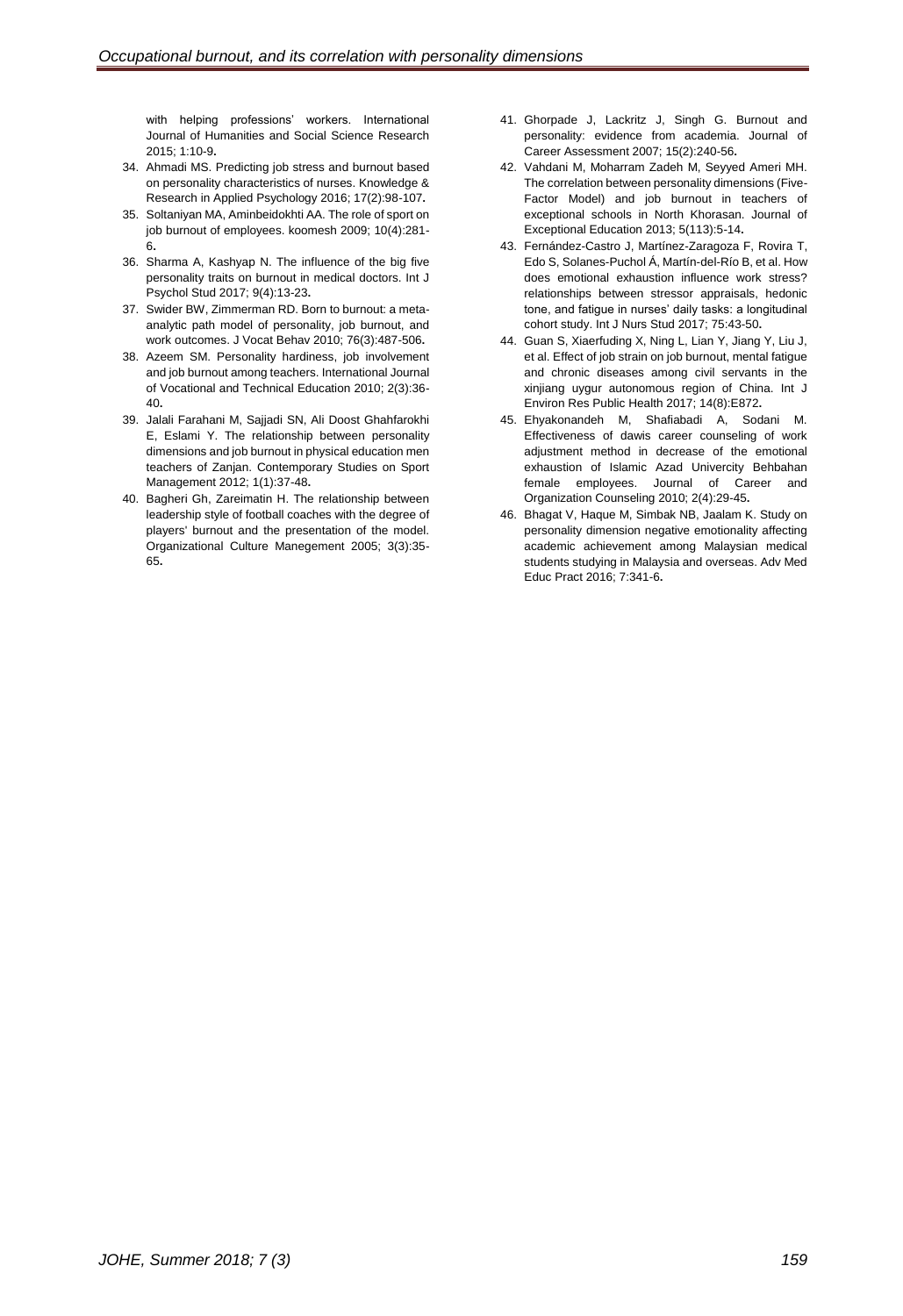with helping professions' workers. International Journal of Humanities and Social Science Research 2015; 1:10-9.

34. Ahmadi MS. Predicting job stress and burnout based on personality characteristics of nurses. Knowledge & Research in Applied Psychology 2016; 17(2):98-107.
35. Soltaniyan MA, Aminbeidokhti AA. The role of sport on job burnout of employees. koomesh 2009; 10(4):281-6.
36. Sharma A, Kashyap N. The influence of the big five personality traits on burnout in medical doctors. Int J Psychol Stud 2017; 9(4):13-23.
37. Swider BW, Zimmerman RD. Born to burnout: a meta-analytic path model of personality, job burnout, and work outcomes. J Vocat Behav 2010; 76(3):487-506.
38. Azeem SM. Personality hardiness, job involvement and job burnout among teachers. International Journal of Vocational and Technical Education 2010; 2(3):36-40.
39. Jalali Farahani M, Sajjadi SN, Ali Doost Ghahfarokhi E, Eslami Y. The relationship between personality dimensions and job burnout in physical education men teachers of Zanjan. Contemporary Studies on Sport Management 2012; 1(1):37-48.
40. Bagheri Gh, Zareimatin H. The relationship between leadership style of football coaches with the degree of players' burnout and the presentation of the model. Organizational Culture Manegement 2005; 3(3):35-65.
41. Ghorpade J, Lackritz J, Singh G. Burnout and personality: evidence from academia. Journal of Career Assessment 2007; 15(2):240-56.
42. Vahdani M, Moharram Zadeh M, Seyyed Ameri MH. The correlation between personality dimensions (Five-Factor Model) and job burnout in teachers of exceptional schools in North Khorasan. Journal of Exceptional Education 2013; 5(113):5-14.
43. Fernández-Castro J, Martínez-Zaragoza F, Rovira T, Edo S, Solanes-Puchol Á, Martín-del-Río B, et al. How does emotional exhaustion influence work stress? relationships between stressor appraisals, hedonic tone, and fatigue in nurses' daily tasks: a longitudinal cohort study. Int J Nurs Stud 2017; 75:43-50.
44. Guan S, Xiaerfuding X, Ning L, Lian Y, Jiang Y, Liu J, et al. Effect of job strain on job burnout, mental fatigue and chronic diseases among civil servants in the xinjiang uygur autonomous region of China. Int J Environ Res Public Health 2017; 14(8):E872.
45. Ehyakonandeh M, Shafiabadi A, Sodani M. Effectiveness of dawis career counseling of work adjustment method in decrease of the emotional exhaustion of Islamic Azad Univercity Behbahan female employees. Journal of Career and Organization Counseling 2010; 2(4):29-45.
46. Bhagat V, Haque M, Simbak NB, Jaalam K. Study on personality dimension negative emotionality affecting academic achievement among Malaysian medical students studying in Malaysia and overseas. Adv Med Educ Pract 2016; 7:341-6.